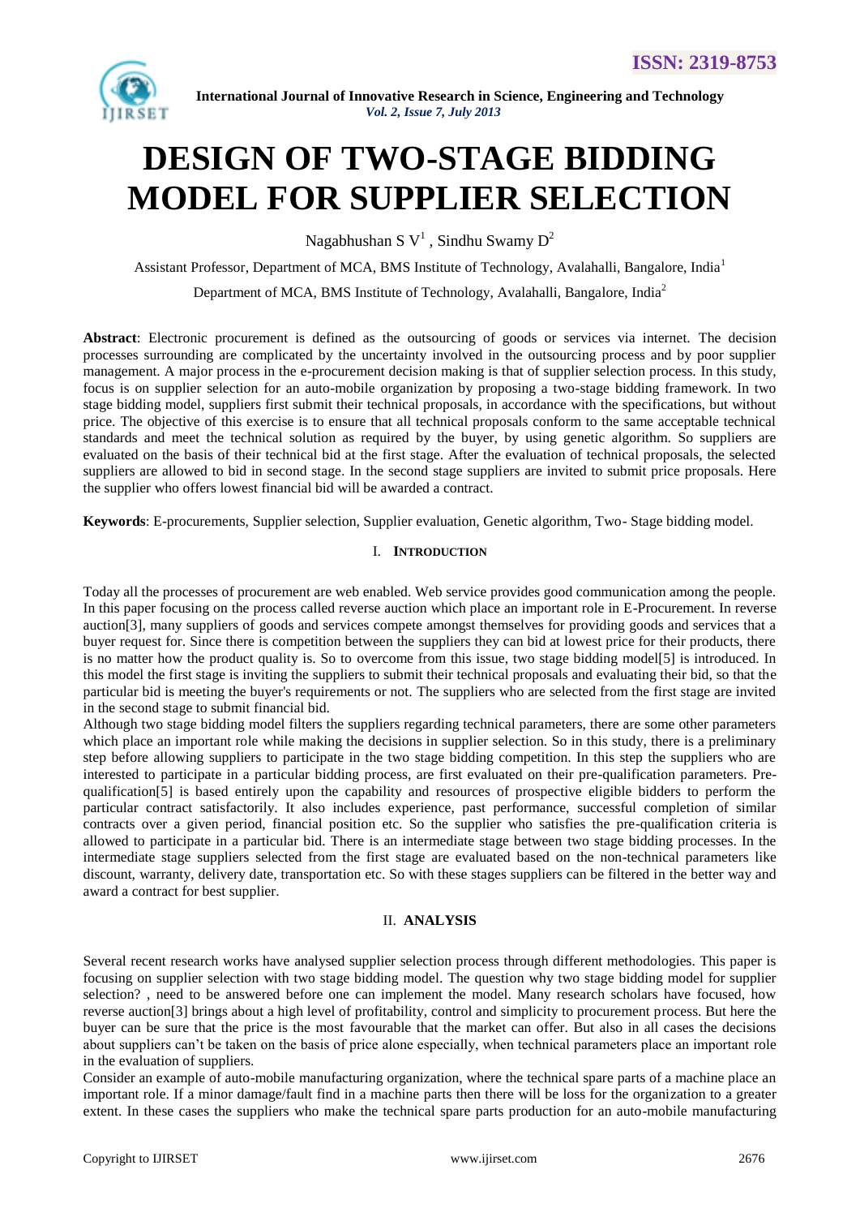# DESIGN OF TWO-STAGE BIDDING MODEL FOR SUPPLIER SELECTION

Nagabhushan S V[1] , Sindhu Swamy D[2]

Assistant Professor, Department of MCA, BMS Institute of Technology, Avalahalli, Bangalore, India[1]

Department of MCA, BMS Institute of Technology, Avalahalli, Bangalore, India[2]

**Abstract**: Electronic procurement is defined as the outsourcing of goods or services via internet. The decision processes surrounding are complicated by the uncertainty involved in the outsourcing process and by poor supplier management. A major process in the e-procurement decision making is that of supplier selection process. In this study, focus is on supplier selection for an auto-mobile organization by proposing a two-stage bidding framework. In two stage bidding model, suppliers first submit their technical proposals, in accordance with the specifications, but without price. The objective of this exercise is to ensure that all technical proposals conform to the same acceptable technical standards and meet the technical solution as required by the buyer, by using genetic algorithm. So suppliers are evaluated on the basis of their technical bid at the first stage. After the evaluation of technical proposals, the selected suppliers are allowed to bid in second stage. In the second stage suppliers are invited to submit price proposals. Here the supplier who offers lowest financial bid will be awarded a contract.

**Keywords**: E-procurements, Supplier selection, Supplier evaluation, Genetic algorithm, Two- Stage bidding model.

## I. INTRODUCTION

Today all the processes of procurement are web enabled. Web service provides good communication among the people. In this paper focusing on the process called reverse auction which place an important role in E-Procurement. In reverse auction[3], many suppliers of goods and services compete amongst themselves for providing goods and services that a buyer request for. Since there is competition between the suppliers they can bid at lowest price for their products, there is no matter how the product quality is. So to overcome from this issue, two stage bidding model[5] is introduced. In this model the first stage is inviting the suppliers to submit their technical proposals and evaluating their bid, so that the particular bid is meeting the buyer's requirements or not. The suppliers who are selected from the first stage are invited in the second stage to submit financial bid.

Although two stage bidding model filters the suppliers regarding technical parameters, there are some other parameters which place an important role while making the decisions in supplier selection. So in this study, there is a preliminary step before allowing suppliers to participate in the two stage bidding competition. In this step the suppliers who are interested to participate in a particular bidding process, are first evaluated on their pre-qualification parameters. Pre-qualification[5] is based entirely upon the capability and resources of prospective eligible bidders to perform the particular contract satisfactorily. It also includes experience, past performance, successful completion of similar contracts over a given period, financial position etc. So the supplier who satisfies the pre-qualification criteria is allowed to participate in a particular bid. There is an intermediate stage between two stage bidding processes. In the intermediate stage suppliers selected from the first stage are evaluated based on the non-technical parameters like discount, warranty, delivery date, transportation etc. So with these stages suppliers can be filtered in the better way and award a contract for best supplier.

## II. ANALYSIS

Several recent research works have analysed supplier selection process through different methodologies. This paper is focusing on supplier selection with two stage bidding model. The question why two stage bidding model for supplier selection? , need to be answered before one can implement the model. Many research scholars have focused, how reverse auction[3] brings about a high level of profitability, control and simplicity to procurement process. But here the buyer can be sure that the price is the most favourable that the market can offer. But also in all cases the decisions about suppliers can't be taken on the basis of price alone especially, when technical parameters place an important role in the evaluation of suppliers.

Consider an example of auto-mobile manufacturing organization, where the technical spare parts of a machine place an important role. If a minor damage/fault find in a machine parts then there will be loss for the organization to a greater extent. In these cases the suppliers who make the technical spare parts production for an auto-mobile manufacturing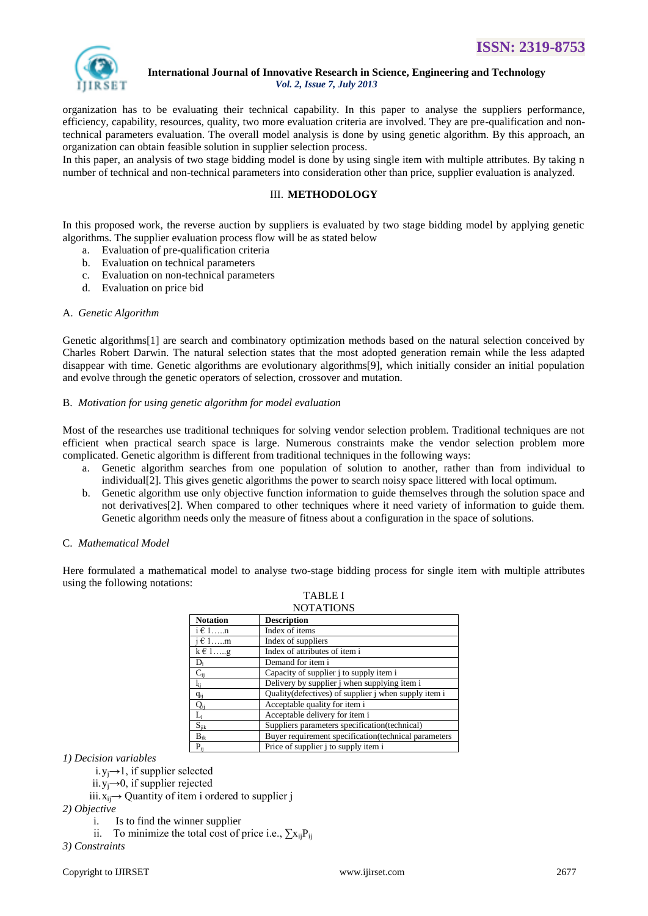organization has to be evaluating their technical capability. In this paper to analyse the suppliers performance, efficiency, capability, resources, quality, two more evaluation criteria are involved. They are pre-qualification and non-technical parameters evaluation. The overall model analysis is done by using genetic algorithm. By this approach, an organization can obtain feasible solution in supplier selection process.

In this paper, an analysis of two stage bidding model is done by using single item with multiple attributes. By taking n number of technical and non-technical parameters into consideration other than price, supplier evaluation is analyzed.

## III. METHODOLOGY

In this proposed work, the reverse auction by suppliers is evaluated by two stage bidding model by applying genetic algorithms. The supplier evaluation process flow will be as stated below

a. Evaluation of pre-qualification criteria
b. Evaluation on technical parameters
c. Evaluation on non-technical parameters
d. Evaluation on price bid

### A. *Genetic Algorithm*

Genetic algorithms[1] are search and combinatory optimization methods based on the natural selection conceived by Charles Robert Darwin. The natural selection states that the most adopted generation remain while the less adapted disappear with time. Genetic algorithms are evolutionary algorithms[9], which initially consider an initial population and evolve through the genetic operators of selection, crossover and mutation.

### B. *Motivation for using genetic algorithm for model evaluation*

Most of the researches use traditional techniques for solving vendor selection problem. Traditional techniques are not efficient when practical search space is large. Numerous constraints make the vendor selection problem more complicated. Genetic algorithm is different from traditional techniques in the following ways:

a. Genetic algorithm searches from one population of solution to another, rather than from individual to individual[2]. This gives genetic algorithms the power to search noisy space littered with local optimum.
b. Genetic algorithm use only objective function information to guide themselves through the solution space and not derivatives[2]. When compared to other techniques where it need variety of information to guide them. Genetic algorithm needs only the measure of fitness about a configuration in the space of solutions.

### C. *Mathematical Model*

Here formulated a mathematical model to analyse two-stage bidding process for single item with multiple attributes using the following notations:

TABLE I
NOTATIONS

| Notation | Description |
|---|---|
| $i \in 1.....n$ | Index of items |
| $j \in 1.....m$ | Index of suppliers |
| $k \in 1.....g$ | Index of attributes of item i |
| $D_i$ | Demand for item i |
| $C_{ij}$ | Capacity of supplier j to supply item i |
| $l_{ij}$ | Delivery by supplier j when supplying item i |
| $q_{ij}$ | Quality(defectives) of supplier j when supply item i |
| $Q_{ij}$ | Acceptable quality for item i |
| $L_i$ | Acceptable delivery for item i |
| $S_{jik}$ | Suppliers parameters specification(technical) |
| $B_{ik}$ | Buyer requirement specification(technical parameters |
| $P_{ij}$ | Price of supplier j to supply item i |

*1) Decision variables*

i. $y_j \rightarrow 1$, if supplier selected
ii. $y_j \rightarrow 0$, if supplier rejected
iii. $x_{ij} \rightarrow$ Quantity of item i ordered to supplier j

*2) Objective*

i. Is to find the winner supplier
ii. To minimize the total cost of price i.e., $\sum x_{ij} P_{ij}$

*3) Constraints*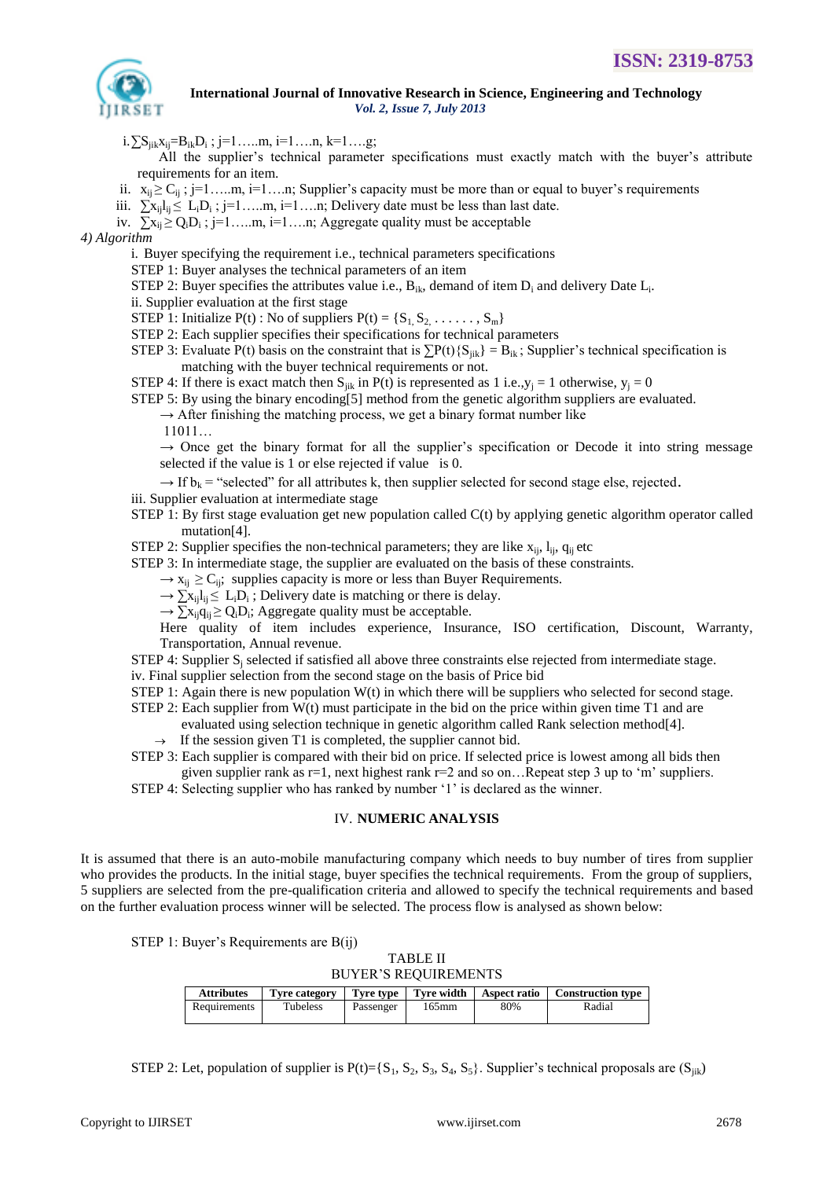i. $\sum S_{jik} x_{ij} = B_{ik} D_i$ ; j=1…..m, i=1….n, k=1….g;

All the supplier's technical parameter specifications must exactly match with the buyer's attribute requirements for an item.

ii. $x_{ij} \geq C_{ij}$ ; j=1…..m, i=1….n; Supplier's capacity must be more than or equal to buyer's requirements

iii. $\sum x_{ij} l_{ij} \leq L_i D_i$ ; j=1…..m, i=1….n; Delivery date must be less than last date.

iv. $\sum x_{ij} \geq Q_i D_i$ ; j=1…..m, i=1….n; Aggregate quality must be acceptable

*4) Algorithm*

i. Buyer specifying the requirement i.e., technical parameters specifications

STEP 1: Buyer analyses the technical parameters of an item

STEP 2: Buyer specifies the attributes value i.e., $B_{ik}$, demand of item $D_i$ and delivery Date $L_i$.

ii. Supplier evaluation at the first stage

STEP 1: Initialize P(t) : No of suppliers $P(t) = \{S_1, S_2, \ldots\ldots, S_m\}$

STEP 2: Each supplier specifies their specifications for technical parameters

STEP 3: Evaluate P(t) basis on the constraint that is $\sum P(t)\{S_{jik}\} = B_{ik}$ ; Supplier's technical specification is matching with the buyer technical requirements or not.

STEP 4: If there is exact match then $S_{jik}$ in P(t) is represented as 1 i.e.,$y_j = 1$ otherwise, $y_j = 0$

STEP 5: By using the binary encoding[5] method from the genetic algorithm suppliers are evaluated.

→ After finishing the matching process, we get a binary format number like 11011…

→ Once get the binary format for all the supplier's specification or Decode it into string message selected if the value is 1 or else rejected if value is 0.

→ If $b_k$ = "selected" for all attributes k, then supplier selected for second stage else, rejected.

iii. Supplier evaluation at intermediate stage

STEP 1: By first stage evaluation get new population called C(t) by applying genetic algorithm operator called mutation[4].

STEP 2: Supplier specifies the non-technical parameters; they are like $x_{ij}$, $l_{ij}$, $q_{ij}$ etc

STEP 3: In intermediate stage, the supplier are evaluated on the basis of these constraints.

→ $x_{ij} \geq C_{ij}$; supplies capacity is more or less than Buyer Requirements.

→ $\sum x_{ij} l_{ij} \leq L_i D_i$ ; Delivery date is matching or there is delay.

→ $\sum x_{ij} q_{ij} \geq Q_i D_i$; Aggregate quality must be acceptable.

Here quality of item includes experience, Insurance, ISO certification, Discount, Warranty, Transportation, Annual revenue.

STEP 4: Supplier $S_j$ selected if satisfied all above three constraints else rejected from intermediate stage.

iv. Final supplier selection from the second stage on the basis of Price bid

STEP 1: Again there is new population W(t) in which there will be suppliers who selected for second stage.

STEP 2: Each supplier from W(t) must participate in the bid on the price within given time T1 and are evaluated using selection technique in genetic algorithm called Rank selection method[4].

→ If the session given T1 is completed, the supplier cannot bid.

STEP 3: Each supplier is compared with their bid on price. If selected price is lowest among all bids then given supplier rank as r=1, next highest rank r=2 and so on…Repeat step 3 up to 'm' suppliers.

STEP 4: Selecting supplier who has ranked by number '1' is declared as the winner.

## IV. NUMERIC ANALYSIS

It is assumed that there is an auto-mobile manufacturing company which needs to buy number of tires from supplier who provides the products. In the initial stage, buyer specifies the technical requirements. From the group of suppliers, 5 suppliers are selected from the pre-qualification criteria and allowed to specify the technical requirements and based on the further evaluation process winner will be selected. The process flow is analysed as shown below:

STEP 1: Buyer's Requirements are B(ij)

TABLE II
BUYER'S REQUIREMENTS

| Attributes | Tyre category | Tyre type | Tyre width | Aspect ratio | Construction type |
|---|---|---|---|---|---|
| Requirements | Tubeless | Passenger | 165mm | 80% | Radial |

STEP 2: Let, population of supplier is $P(t)=\{S_1, S_2, S_3, S_4, S_5\}$. Supplier's technical proposals are ($S_{jik}$)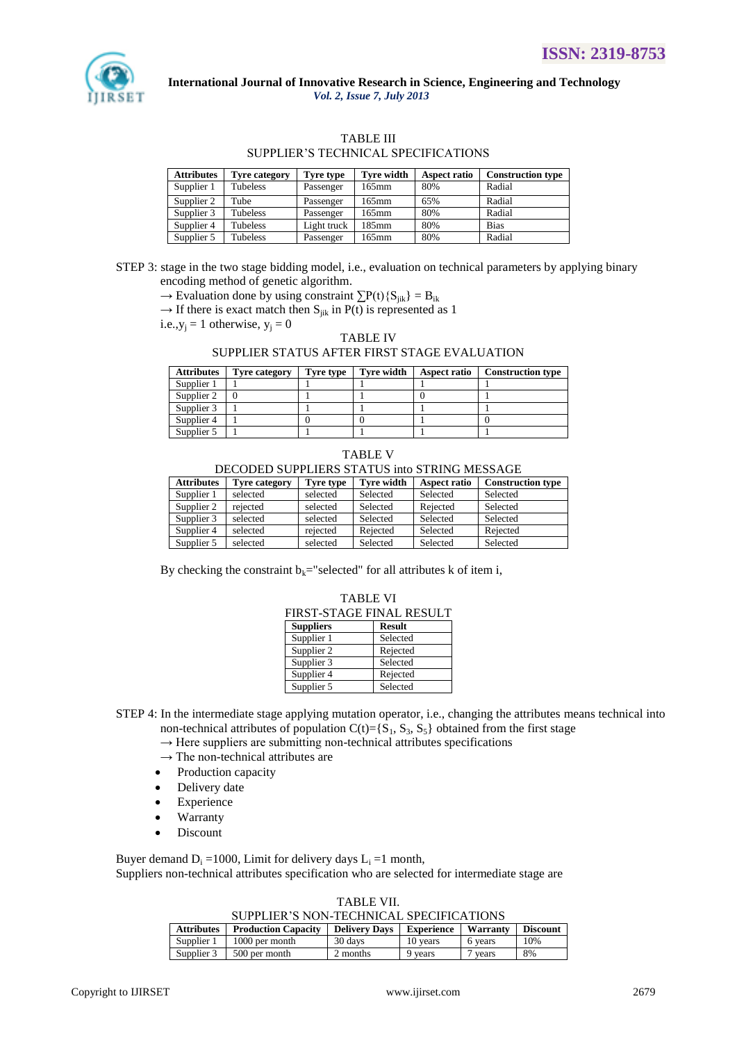TABLE III
SUPPLIER'S TECHNICAL SPECIFICATIONS

| Attributes | Tyre category | Tyre type | Tyre width | Aspect ratio | Construction type |
|---|---|---|---|---|---|
| Supplier 1 | Tubeless | Passenger | 165mm | 80% | Radial |
| Supplier 2 | Tube | Passenger | 165mm | 65% | Radial |
| Supplier 3 | Tubeless | Passenger | 165mm | 80% | Radial |
| Supplier 4 | Tubeless | Light truck | 185mm | 80% | Bias |
| Supplier 5 | Tubeless | Passenger | 165mm | 80% | Radial |

STEP 3: stage in the two stage bidding model, i.e., evaluation on technical parameters by applying binary encoding method of genetic algorithm.

→ Evaluation done by using constraint $\sum P(t)\{S_{jik}\} = B_{ik}$

→ If there is exact match then $S_{jik}$ in P(t) is represented as 1

i.e.,$y_j = 1$ otherwise, $y_j = 0$

TABLE IV
SUPPLIER STATUS AFTER FIRST STAGE EVALUATION

| Attributes | Tyre category | Tyre type | Tyre width | Aspect ratio | Construction type |
|---|---|---|---|---|---|
| Supplier 1 | 1 | 1 | 1 | 1 | 1 |
| Supplier 2 | 0 | 1 | 1 | 0 | 1 |
| Supplier 3 | 1 | 1 | 1 | 1 | 1 |
| Supplier 4 | 1 | 0 | 0 | 1 | 0 |
| Supplier 5 | 1 | 1 | 1 | 1 | 1 |

TABLE V
DECODED SUPPLIERS STATUS into STRING MESSAGE

| Attributes | Tyre category | Tyre type | Tyre width | Aspect ratio | Construction type |
|---|---|---|---|---|---|
| Supplier 1 | selected | selected | Selected | Selected | Selected |
| Supplier 2 | rejected | selected | Selected | Rejected | Selected |
| Supplier 3 | selected | selected | Selected | Selected | Selected |
| Supplier 4 | selected | rejected | Rejected | Selected | Rejected |
| Supplier 5 | selected | selected | Selected | Selected | Selected |

By checking the constraint $b_k$="selected" for all attributes k of item i,

TABLE VI
FIRST-STAGE FINAL RESULT

| Suppliers | Result |
|---|---|
| Supplier 1 | Selected |
| Supplier 2 | Rejected |
| Supplier 3 | Selected |
| Supplier 4 | Rejected |
| Supplier 5 | Selected |

STEP 4: In the intermediate stage applying mutation operator, i.e., changing the attributes means technical into non-technical attributes of population $C(t)=\{S_1, S_3, S_5\}$ obtained from the first stage

→ Here suppliers are submitting non-technical attributes specifications

→ The non-technical attributes are

- Production capacity
- Delivery date
- Experience
- Warranty
- Discount

Buyer demand $D_i$ =1000, Limit for delivery days $L_i$ =1 month,
Suppliers non-technical attributes specification who are selected for intermediate stage are

TABLE VII.
SUPPLIER'S NON-TECHNICAL SPECIFICATIONS

| Attributes | Production Capacity | Delivery Days | Experience | Warranty | Discount |
|---|---|---|---|---|---|
| Supplier 1 | 1000 per month | 30 days | 10 years | 6 years | 10% |
| Supplier 3 | 500 per month | 2 months | 9 years | 7 years | 8% |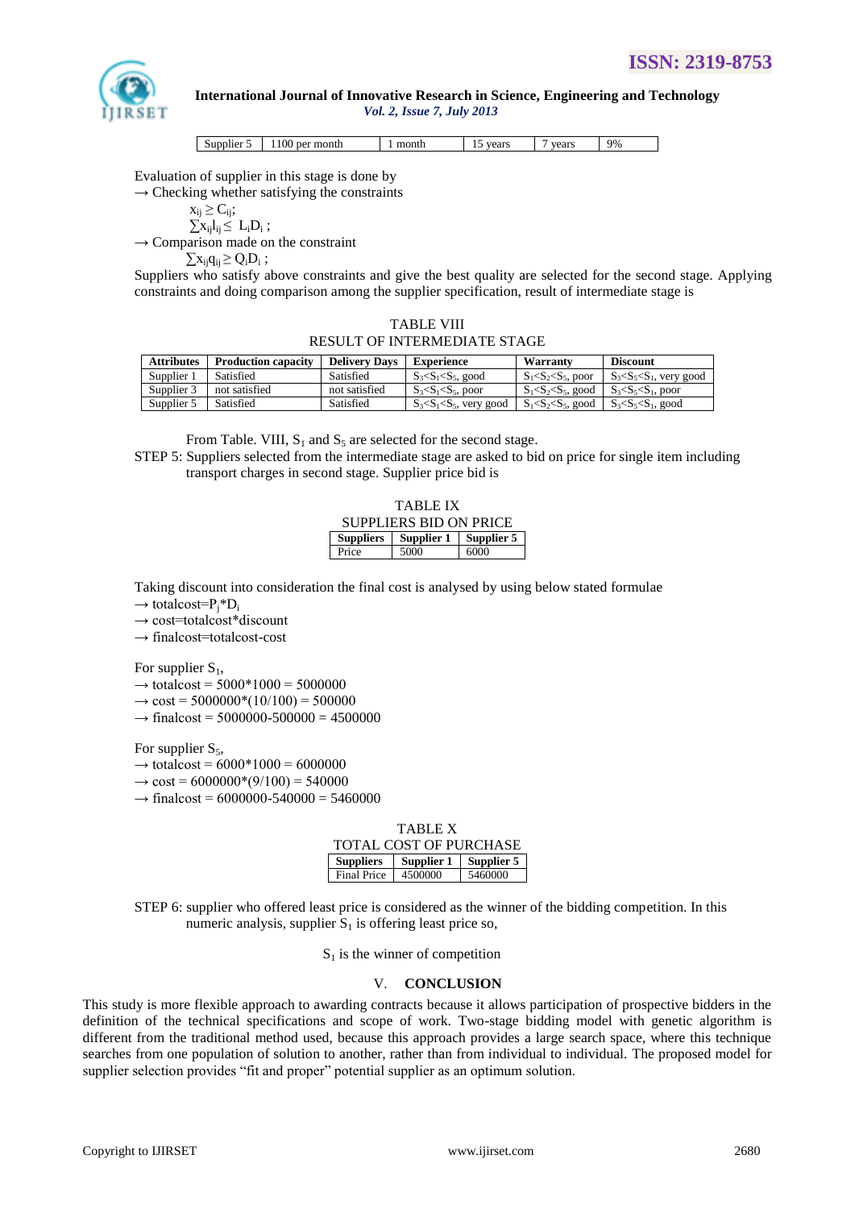| Supplier 5 | 1100 per month | 1 month | 15 years | 7 years | 9% |
|---|---|---|---|---|---|

Evaluation of supplier in this stage is done by

→ Checking whether satisfying the constraints

$x_{ij} \geq C_{ij}$;

$\sum x_{ij} l_{ij} \leq L_i D_i$ ;

→ Comparison made on the constraint

$\sum x_{ij} q_{ij} \geq Q_i D_i$ ;

Suppliers who satisfy above constraints and give the best quality are selected for the second stage. Applying constraints and doing comparison among the supplier specification, result of intermediate stage is

TABLE VIII
RESULT OF INTERMEDIATE STAGE

| Attributes | Production capacity | Delivery Days | Experience | Warranty | Discount |
|---|---|---|---|---|---|
| Supplier 1 | Satisfied | Satisfied | $S_3<S_1<S_5$, good | $S_1<S_2<S_5$, poor | $S_3<S_5<S_1$, very good |
| Supplier 3 | not satisfied | not satisfied | $S_3<S_1<S_5$, poor | $S_1<S_2<S_5$, good | $S_3<S_5<S_1$, poor |
| Supplier 5 | Satisfied | Satisfied | $S_3<S_1<S_5$, very good | $S_1<S_2<S_5$, good | $S_3<S_5<S_1$, good |

From Table. VIII, $S_1$ and $S_5$ are selected for the second stage.

STEP 5: Suppliers selected from the intermediate stage are asked to bid on price for single item including transport charges in second stage. Supplier price bid is

TABLE IX
SUPPLIERS BID ON PRICE

| Suppliers | Supplier 1 | Supplier 5 |
|---|---|---|
| Price | 5000 | 6000 |

Taking discount into consideration the final cost is analysed by using below stated formulae

→ totalcost=$P_j$*$D_i$

→ cost=totalcost*discount

→ finalcost=totalcost-cost

For supplier $S_1$,

→ totalcost = 5000*1000 = 5000000

→ cost = 5000000*(10/100) = 500000

→ finalcost = 5000000-500000 = 4500000

For supplier $S_5$,

→ totalcost = 6000*1000 = 6000000

→ cost = 6000000*(9/100) = 540000

→ finalcost = 6000000-540000 = 5460000

TABLE X
TOTAL COST OF PURCHASE

| Suppliers | Supplier 1 | Supplier 5 |
|---|---|---|
| Final Price | 4500000 | 5460000 |

STEP 6: supplier who offered least price is considered as the winner of the bidding competition. In this numeric analysis, supplier $S_1$ is offering least price so,

$S_1$ is the winner of competition

## V. CONCLUSION

This study is more flexible approach to awarding contracts because it allows participation of prospective bidders in the definition of the technical specifications and scope of work. Two-stage bidding model with genetic algorithm is different from the traditional method used, because this approach provides a large search space, where this technique searches from one population of solution to another, rather than from individual to individual. The proposed model for supplier selection provides "fit and proper" potential supplier as an optimum solution.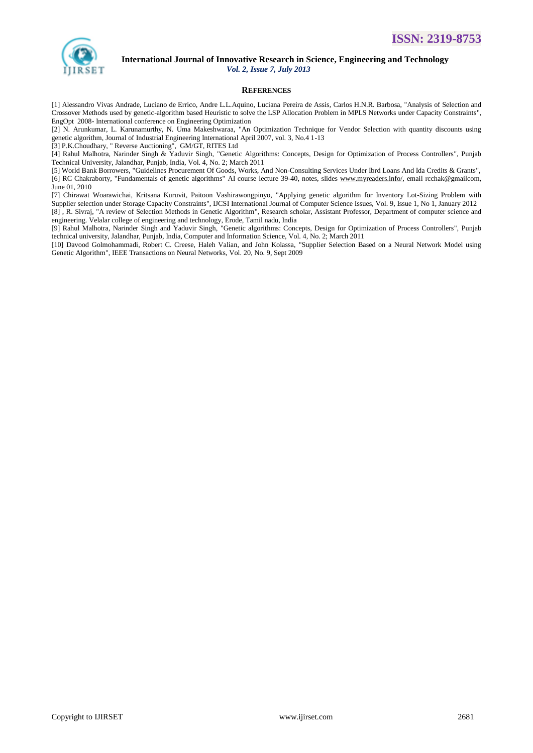## REFERENCES

[1] Alessandro Vivas Andrade, Luciano de Errico, Andre L.L.Aquino, Luciana Pereira de Assis, Carlos H.N.R. Barbosa, "Analysis of Selection and Crossover Methods used by genetic-algorithm based Heuristic to solve the LSP Allocation Problem in MPLS Networks under Capacity Constraints", EngOpt 2008- International conference on Engineering Optimization

[2] N. Arunkumar, L. Karunamurthy, N. Uma Makeshwaraa, "An Optimization Technique for Vendor Selection with quantity discounts using genetic algorithm, Journal of Industrial Engineering International April 2007, vol. 3, No.4 1-13

[3] P.K.Choudhary, " Reverse Auctioning", GM/GT, RITES Ltd

[4] Rahul Malhotra, Narinder Singh & Yaduvir Singh, "Genetic Algorithms: Concepts, Design for Optimization of Process Controllers", Punjab Technical University, Jalandhar, Punjab, India, Vol. 4, No. 2; March 2011

[5] World Bank Borrowers, "Guidelines Procurement Of Goods, Works, And Non-Consulting Services Under Ibrd Loans And Ida Credits & Grants",

[6] RC Chakraborty, "Fundamentals of genetic algorithms" AI course lecture 39-40, notes, slides www.myreaders.info/, email rcchak@gmailcom, June 01, 2010

[7] Chirawat Woarawichai, Kritsana Kuruvit, Paitoon Vashirawongpinyo, "Applying genetic algorithm for Inventory Lot-Sizing Problem with Supplier selection under Storage Capacity Constraints", IJCSI International Journal of Computer Science Issues, Vol. 9, Issue 1, No 1, January 2012

[8] , R. Sivraj, "A review of Selection Methods in Genetic Algorithm", Research scholar, Assistant Professor, Department of computer science and engineering. Velalar college of engineering and technology, Erode, Tamil nadu, India

[9] Rahul Malhotra, Narinder Singh and Yaduvir Singh, "Genetic algorithms: Concepts, Design for Optimization of Process Controllers", Punjab technical university, Jalandhar, Punjab, India, Computer and Information Science, Vol. 4, No. 2; March 2011

[10] Davood Golmohammadi, Robert C. Creese, Haleh Valian, and John Kolassa, "Supplier Selection Based on a Neural Network Model using Genetic Algorithm", IEEE Transactions on Neural Networks, Vol. 20, No. 9, Sept 2009